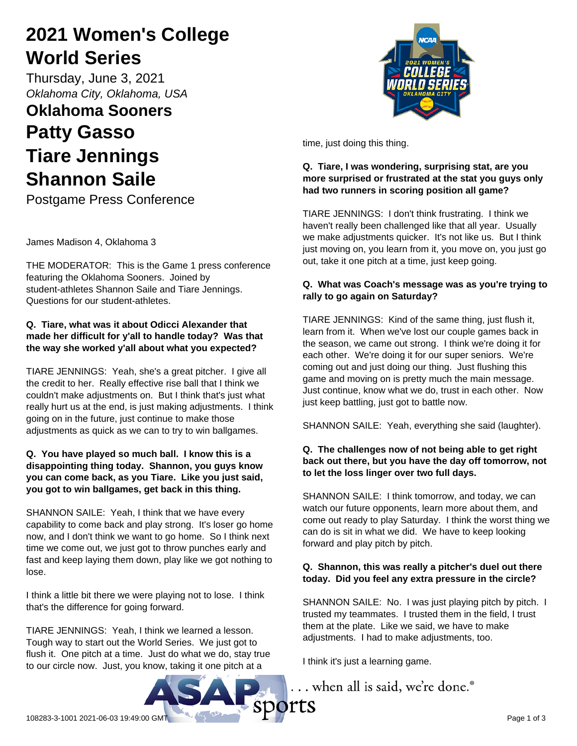# 2021 Women's College World Series

Thursday, June 3, 2021

*Oklahoma City, Oklahoma, USA*

## Oklahoma Sooners

## Patty Gasso

## Tiare Jennings

## Shannon Saile

Postgame Press Conference

James Madison 4, Oklahoma 3

THE MODERATOR: This is the Game 1 press conference featuring the Oklahoma Sooners. Joined by student-athletes Shannon Saile and Tiare Jennings. Questions for our student-athletes.

**Q. Tiare, what was it about Odicci Alexander that made her difficult for y'all to handle today? Was that the way she worked y'all about what you expected?**

TIARE JENNINGS: Yeah, she's a great pitcher. I give all the credit to her. Really effective rise ball that I think we couldn't make adjustments on. But I think that's just what really hurt us at the end, is just making adjustments. I think going on in the future, just continue to make those adjustments as quick as we can to try to win ballgames.

**Q. You have played so much ball. I know this is a disappointing thing today. Shannon, you guys know you can come back, as you Tiare. Like you just said, you got to win ballgames, get back in this thing.**

SHANNON SAILE: Yeah, I think that we have every capability to come back and play strong. It's loser go home now, and I don't think we want to go home. So I think next time we come out, we just got to throw punches early and fast and keep laying them down, play like we got nothing to lose.

I think a little bit there we were playing not to lose. I think that's the difference for going forward.

TIARE JENNINGS: Yeah, I think we learned a lesson. Tough way to start out the World Series. We just got to flush it. One pitch at a time. Just do what we do, stay true to our circle now. Just, you know, taking it one pitch at a time, just doing this thing.

**Q. Tiare, I was wondering, surprising stat, are you more surprised or frustrated at the stat you guys only had two runners in scoring position all game?**

TIARE JENNINGS: I don't think frustrating. I think we haven't really been challenged like that all year. Usually we make adjustments quicker. It's not like us. But I think just moving on, you learn from it, you move on, you just go out, take it one pitch at a time, just keep going.

**Q. What was Coach's message was as you're trying to rally to go again on Saturday?**

TIARE JENNINGS: Kind of the same thing, just flush it, learn from it. When we've lost our couple games back in the season, we came out strong. I think we're doing it for each other. We're doing it for our super seniors. We're coming out and just doing our thing. Just flushing this game and moving on is pretty much the main message. Just continue, know what we do, trust in each other. Now just keep battling, just got to battle now.

SHANNON SAILE: Yeah, everything she said (laughter).

**Q. The challenges now of not being able to get right back out there, but you have the day off tomorrow, not to let the loss linger over two full days.**

SHANNON SAILE: I think tomorrow, and today, we can watch our future opponents, learn more about them, and come out ready to play Saturday. I think the worst thing we can do is sit in what we did. We have to keep looking forward and play pitch by pitch.

**Q. Shannon, this was really a pitcher's duel out there today. Did you feel any extra pressure in the circle?**

SHANNON SAILE: No. I was just playing pitch by pitch. I trusted my teammates. I trusted them in the field, I trust them at the plate. Like we said, we have to make adjustments. I had to make adjustments, too.

I think it's just a learning game.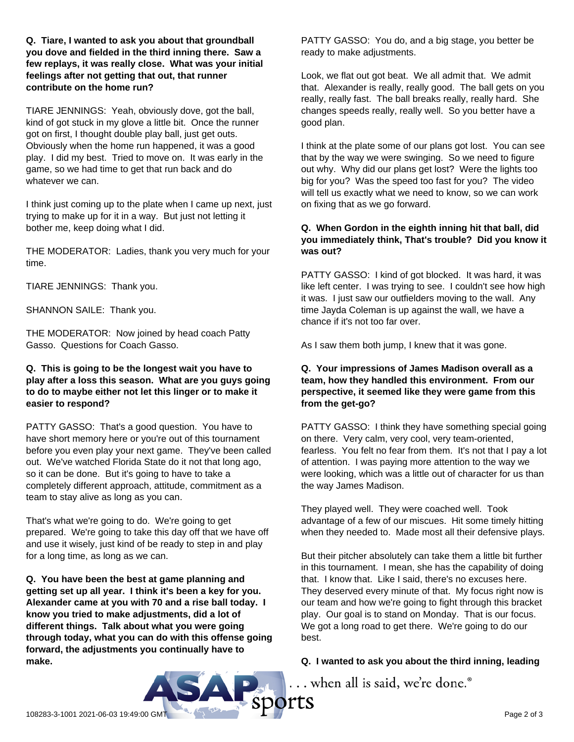**Q. Tiare, I wanted to ask you about that groundball you dove and fielded in the third inning there. Saw a few replays, it was really close. What was your initial feelings after not getting that out, that runner contribute on the home run?**

TIARE JENNINGS: Yeah, obviously dove, got the ball, kind of got stuck in my glove a little bit. Once the runner got on first, I thought double play ball, just get outs. Obviously when the home run happened, it was a good play. I did my best. Tried to move on. It was early in the game, so we had time to get that run back and do whatever we can.

I think just coming up to the plate when I came up next, just trying to make up for it in a way. But just not letting it bother me, keep doing what I did.

THE MODERATOR: Ladies, thank you very much for your time.

TIARE JENNINGS: Thank you.

SHANNON SAILE: Thank you.

THE MODERATOR: Now joined by head coach Patty Gasso. Questions for Coach Gasso.

**Q. This is going to be the longest wait you have to play after a loss this season. What are you guys going to do to maybe either not let this linger or to make it easier to respond?**

PATTY GASSO: That's a good question. You have to have short memory here or you're out of this tournament before you even play your next game. They've been called out. We've watched Florida State do it not that long ago, so it can be done. But it's going to have to take a completely different approach, attitude, commitment as a team to stay alive as long as you can.

That's what we're going to do. We're going to get prepared. We're going to take this day off that we have off and use it wisely, just kind of be ready to step in and play for a long time, as long as we can.

**Q. You have been the best at game planning and getting set up all year. I think it's been a key for you. Alexander came at you with 70 and a rise ball today. I know you tried to make adjustments, did a lot of different things. Talk about what you were going through today, what you can do with this offense going forward, the adjustments you continually have to make.**

PATTY GASSO: You do, and a big stage, you better be ready to make adjustments.

Look, we flat out got beat. We all admit that. We admit that. Alexander is really, really good. The ball gets on you really, really fast. The ball breaks really, really hard. She changes speeds really, really well. So you better have a good plan.

I think at the plate some of our plans got lost. You can see that by the way we were swinging. So we need to figure out why. Why did our plans get lost? Were the lights too big for you? Was the speed too fast for you? The video will tell us exactly what we need to know, so we can work on fixing that as we go forward.

**Q. When Gordon in the eighth inning hit that ball, did you immediately think, That's trouble? Did you know it was out?**

PATTY GASSO: I kind of got blocked. It was hard, it was like left center. I was trying to see. I couldn't see how high it was. I just saw our outfielders moving to the wall. Any time Jayda Coleman is up against the wall, we have a chance if it's not too far over.

As I saw them both jump, I knew that it was gone.

**Q. Your impressions of James Madison overall as a team, how they handled this environment. From our perspective, it seemed like they were game from this from the get-go?**

PATTY GASSO: I think they have something special going on there. Very calm, very cool, very team-oriented, fearless. You felt no fear from them. It's not that I pay a lot of attention. I was paying more attention to the way we were looking, which was a little out of character for us than the way James Madison.

They played well. They were coached well. Took advantage of a few of our miscues. Hit some timely hitting when they needed to. Made most all their defensive plays.

But their pitcher absolutely can take them a little bit further in this tournament. I mean, she has the capability of doing that. I know that. Like I said, there's no excuses here. They deserved every minute of that. My focus right now is our team and how we're going to fight through this bracket play. Our goal is to stand on Monday. That is our focus. We got a long road to get there. We're going to do our best.

**Q. I wanted to ask you about the third inning, leading**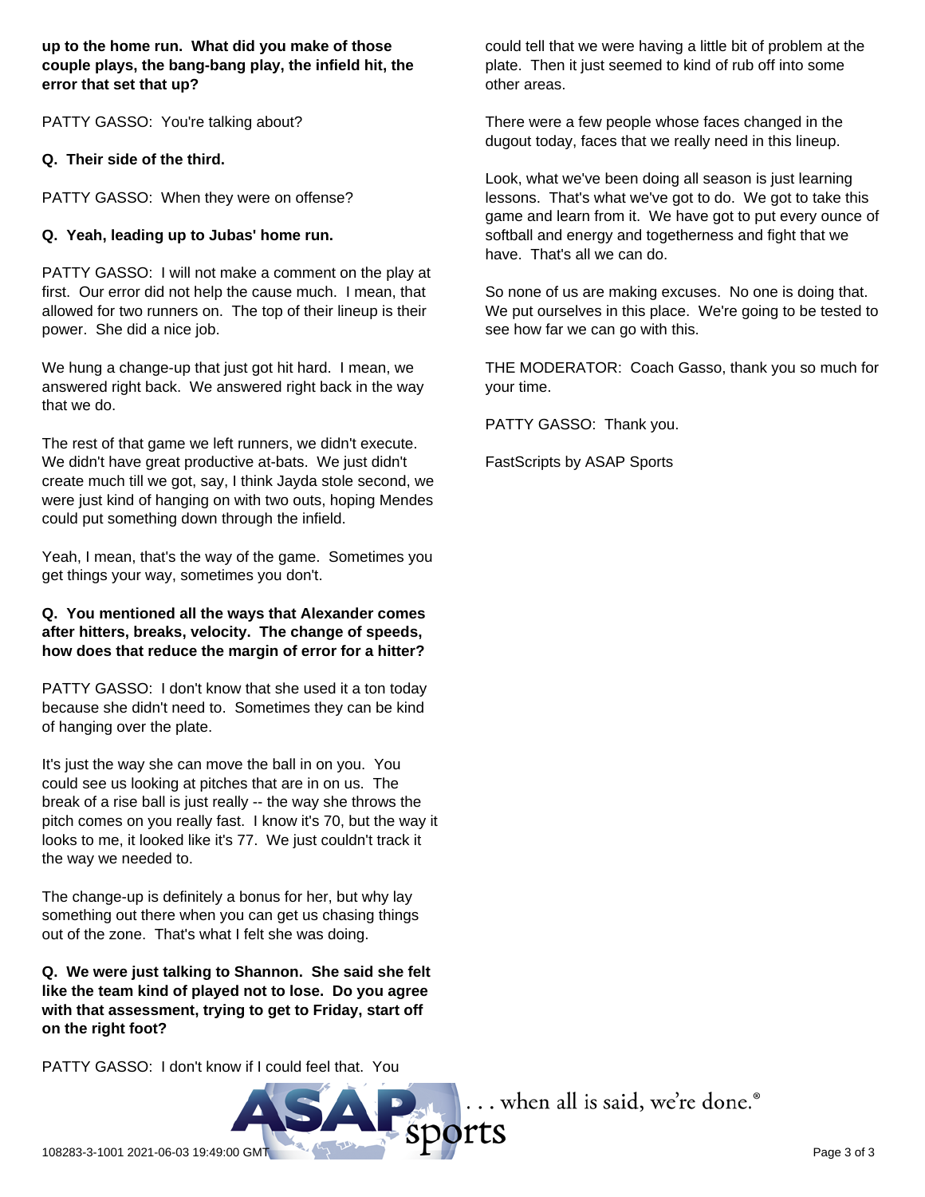**up to the home run. What did you make of those couple plays, the bang-bang play, the infield hit, the error that set that up?**

PATTY GASSO: You're talking about?

**Q. Their side of the third.**

PATTY GASSO: When they were on offense?

**Q. Yeah, leading up to Jubas' home run.**

PATTY GASSO: I will not make a comment on the play at first. Our error did not help the cause much. I mean, that allowed for two runners on. The top of their lineup is their power. She did a nice job.

We hung a change-up that just got hit hard. I mean, we answered right back. We answered right back in the way that we do.

The rest of that game we left runners, we didn't execute. We didn't have great productive at-bats. We just didn't create much till we got, say, I think Jayda stole second, we were just kind of hanging on with two outs, hoping Mendes could put something down through the infield.

Yeah, I mean, that's the way of the game. Sometimes you get things your way, sometimes you don't.

**Q. You mentioned all the ways that Alexander comes after hitters, breaks, velocity. The change of speeds, how does that reduce the margin of error for a hitter?**

PATTY GASSO: I don't know that she used it a ton today because she didn't need to. Sometimes they can be kind of hanging over the plate.

It's just the way she can move the ball in on you. You could see us looking at pitches that are in on us. The break of a rise ball is just really -- the way she throws the pitch comes on you really fast. I know it's 70, but the way it looks to me, it looked like it's 77. We just couldn't track it the way we needed to.

The change-up is definitely a bonus for her, but why lay something out there when you can get us chasing things out of the zone. That's what I felt she was doing.

**Q. We were just talking to Shannon. She said she felt like the team kind of played not to lose. Do you agree with that assessment, trying to get to Friday, start off on the right foot?**

PATTY GASSO: I don't know if I could feel that. You could tell that we were having a little bit of problem at the plate. Then it just seemed to kind of rub off into some other areas.

There were a few people whose faces changed in the dugout today, faces that we really need in this lineup.

Look, what we've been doing all season is just learning lessons. That's what we've got to do. We got to take this game and learn from it. We have got to put every ounce of softball and energy and togetherness and fight that we have. That's all we can do.

So none of us are making excuses. No one is doing that. We put ourselves in this place. We're going to be tested to see how far we can go with this.

THE MODERATOR: Coach Gasso, thank you so much for your time.

PATTY GASSO: Thank you.

FastScripts by ASAP Sports